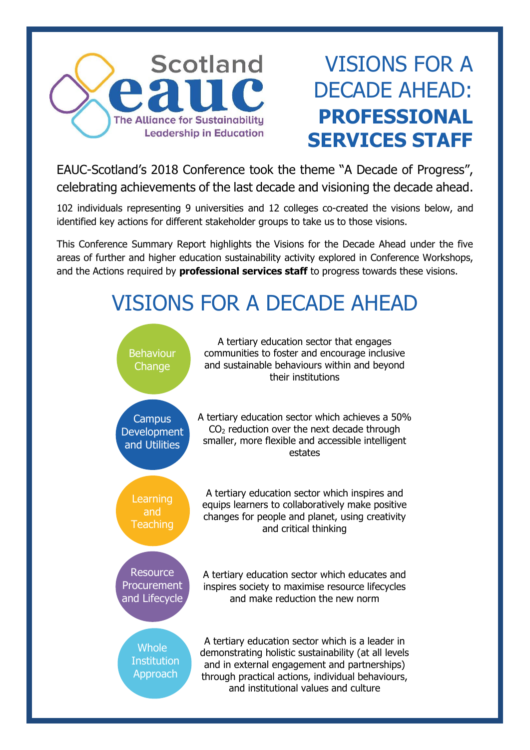Scotland eauc

The Alliance for Sustainability Leadership in Education

# VISIONS FOR A DECADE AHEAD: **PROFESSIONAL SERVICES STAFF**

EAUC-Scotland's 2018 Conference took the theme "A Decade of Progress", celebrating achievements of the last decade and visioning the decade ahead.

102 individuals representing 9 universities and 12 colleges co-created the visions below, and identified key actions for different stakeholder groups to take us to those visions.

This Conference Summary Report highlights the Visions for the Decade Ahead under the five areas of further and higher education sustainability activity explored in Conference Workshops, and the Actions required by **professional services staff** to progress towards these visions.

## VISIONS FOR A DECADE AHEAD

**Behaviour Change**

A tertiary education sector that engages communities to foster and encourage inclusive and sustainable behaviours within and beyond their institutions

**Campus Development and Utilities**

A tertiary education sector which achieves a 50% $CO_2$ reduction over the next decade through smaller, more flexible and accessible intelligent estates

**Learning and Teaching**

A tertiary education sector which inspires and equips learners to collaboratively make positive changes for people and planet, using creativity and critical thinking

**Resource Procurement and Lifecycle**

A tertiary education sector which educates and inspires society to maximise resource lifecycles and make reduction the new norm

**Whole Institution Approach**

A tertiary education sector which is a leader in demonstrating holistic sustainability (at all levels and in external engagement and partnerships) through practical actions, individual behaviours, and institutional values and culture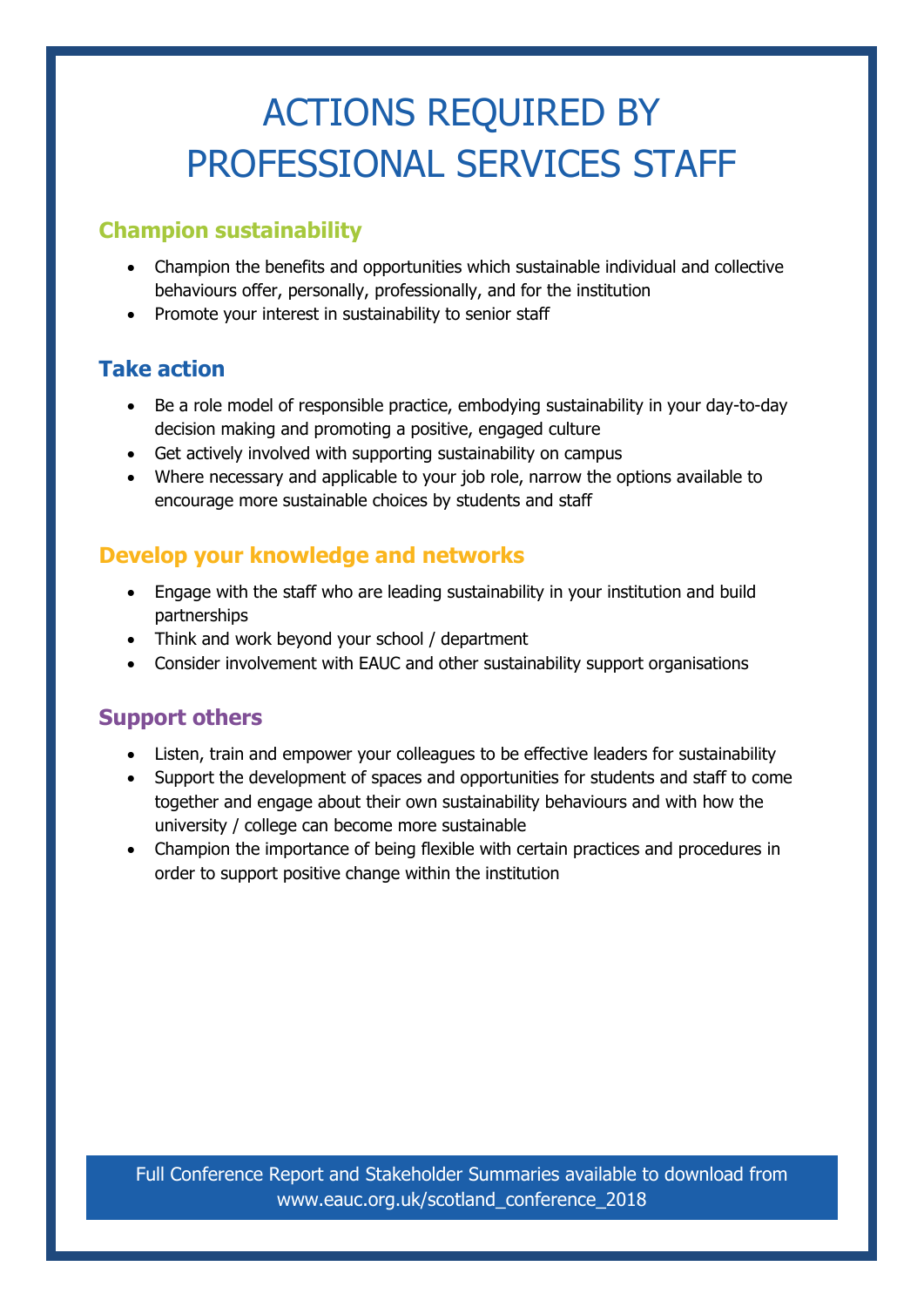# ACTIONS REQUIRED BY PROFESSIONAL SERVICES STAFF

## Champion sustainability

- Champion the benefits and opportunities which sustainable individual and collective behaviours offer, personally, professionally, and for the institution
- Promote your interest in sustainability to senior staff

## Take action

- Be a role model of responsible practice, embodying sustainability in your day-to-day decision making and promoting a positive, engaged culture
- Get actively involved with supporting sustainability on campus
- Where necessary and applicable to your job role, narrow the options available to encourage more sustainable choices by students and staff

## Develop your knowledge and networks

- Engage with the staff who are leading sustainability in your institution and build partnerships
- Think and work beyond your school / department
- Consider involvement with EAUC and other sustainability support organisations

## Support others

- Listen, train and empower your colleagues to be effective leaders for sustainability
- Support the development of spaces and opportunities for students and staff to come together and engage about their own sustainability behaviours and with how the university / college can become more sustainable
- Champion the importance of being flexible with certain practices and procedures in order to support positive change within the institution

Full Conference Report and Stakeholder Summaries available to download from www.eauc.org.uk/scotland_conference_2018